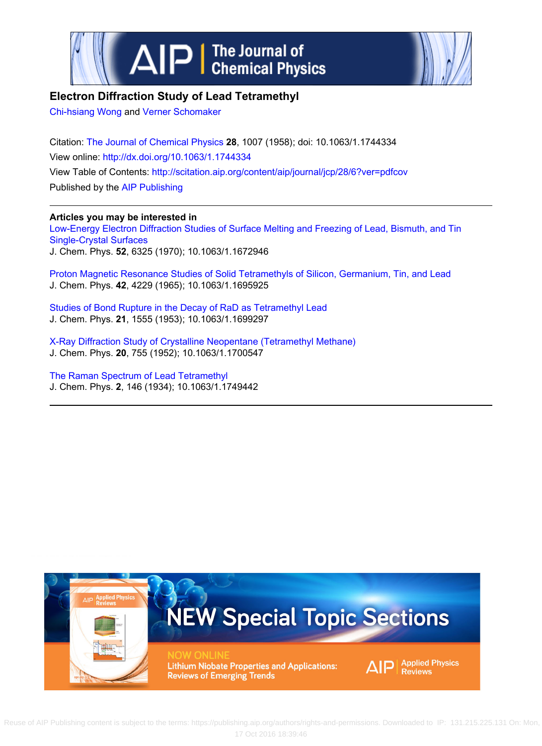# Electron Diffraction Study of Lead Tetramethyl

Chi-hsiang Wong and Verner Schomaker

Citation: The Journal of Chemical Physics **28**, 1007 (1958); doi: 10.1063/1.1744334

View online: http://dx.doi.org/10.1063/1.1744334

View Table of Contents: http://scitation.aip.org/content/aip/journal/jcp/28/6?ver=pdfcov

Published by the AIP Publishing

---

**Articles you may be interested in**

Low-Energy Electron Diffraction Studies of Surface Melting and Freezing of Lead, Bismuth, and Tin Single-Crystal Surfaces
J. Chem. Phys. **52**, 6325 (1970); 10.1063/1.1672946

Proton Magnetic Resonance Studies of Solid Tetramethyls of Silicon, Germanium, Tin, and Lead
J. Chem. Phys. **42**, 4229 (1965); 10.1063/1.1695925

Studies of Bond Rupture in the Decay of RaD as Tetramethyl Lead
J. Chem. Phys. **21**, 1555 (1953); 10.1063/1.1699297

X-Ray Diffraction Study of Crystalline Neopentane (Tetramethyl Methane)
J. Chem. Phys. **20**, 755 (1952); 10.1063/1.1700547

The Raman Spectrum of Lead Tetramethyl
J. Chem. Phys. **2**, 146 (1934); 10.1063/1.1749442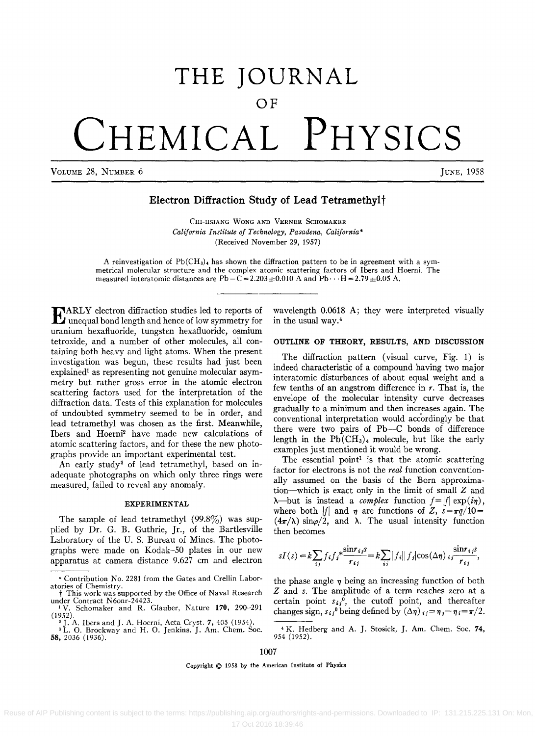# THE JOURNAL OF CHEMICAL PHYSICS

VOLUME 28, NUMBER 6 JUNE, 1958

## Electron Diffraction Study of Lead Tetramethyl†

CHI-HSIANG WONG AND VERNER SCHOMAKER

*California Institute of Technology, Pasadena, California\**

(Received November 29, 1957)

A reinvestigation of $Pb(CH_3)_4$ has shown the diffraction pattern to be in agreement with a symmetrical molecular structure and the complex atomic scattering factors of Ibers and Hoerni. The measured interatomic distances are $Pb-C=2.203\pm0.010$ A and $Pb\cdots H=2.79\pm0.05$ A.

---

EARLY electron diffraction studies led to reports of unequal bond length and hence of low symmetry for uranium hexafluoride, tungsten hexafluoride, osmium tetroxide, and a number of other molecules, all containing both heavy and light atoms. When the present investigation was begun, these results had just been explained[1] as representing not genuine molecular asymmetry but rather gross error in the atomic electron scattering factors used for the interpretation of the diffraction data. Tests of this explanation for molecules of undoubted symmetry seemed to be in order, and lead tetramethyl was chosen as the first. Meanwhile, Ibers and Hoerni[2] have made new calculations of atomic scattering factors, and for these the new photographs provide an important experimental test.

An early study[3] of lead tetramethyl, based on inadequate photographs on which only three rings were measured, failed to reveal any anomaly.

### EXPERIMENTAL

The sample of lead tetramethyl (99.8%) was supplied by Dr. G. B. Guthrie, Jr., of the Bartlesville Laboratory of the U. S. Bureau of Mines. The photographs were made on Kodak-50 plates in our new apparatus at camera distance 9.627 cm and electron wavelength 0.0618 A; they were interpreted visually in the usual way.[4]

### OUTLINE OF THEORY, RESULTS, AND DISCUSSION

The diffraction pattern (visual curve, Fig. 1) is indeed characteristic of a compound having two major interatomic disturbances of about equal weight and a few tenths of an angstrom difference in $r$. That is, the envelope of the molecular intensity curve decreases gradually to a minimum and then increases again. The conventional interpretation would accordingly be that there were two pairs of Pb—C bonds of difference length in the $Pb(CH_3)_4$ molecule, but like the early examples just mentioned it would be wrong.

The essential point[1] is that the atomic scattering factor for electrons is not the *real* function conventionally assumed on the basis of the Born approximation—which is exact only in the limit of small $Z$ and $\lambda$—but is instead a *complex* function $f=|f|\exp(i\eta)$, where both $|f|$ and $\eta$ are functions of $Z$, $s=\pi q/10=(4\pi/\lambda)\sin\varphi/2$, and $\lambda$. The usual intensity function then becomes

$$sI(s)=k\sum_{ij}f_i f_j^* \frac{\sin r_{ij}s}{r_{ij}}=k\sum_{ij}|f_i||f_j|\cos(\Delta\eta)_{ij}\frac{\sin r_{ij}s}{r_{ij}},$$

the phase angle $\eta$ being an increasing function of both $Z$ and $s$. The amplitude of a term reaches zero at a certain point $s_{ij}^0$, the cutoff point, and thereafter changes sign, $s_{ij}^0$ being defined by $(\Delta\eta)_{ij}=\eta_j-\eta_i=\pi/2$.

---

\* Contribution No. 2281 from the Gates and Crellin Laboratories of Chemistry.

† This work was supported by the Office of Naval Research under Contract N6onr-24423.

[1] V. Schomaker and R. Glauber, Nature **170**, 290–291 (1952).

[2] J. A. Ibers and J. A. Hoerni, Acta Cryst. **7**, 405 (1954).

[3] L. O. Brockway and H. O. Jenkins, J. Am. Chem. Soc. **58**, 2036 (1936).

[4] K. Hedberg and A. J. Stosick, J. Am. Chem. Soc. **74**, 954 (1952).

Copyright © 1958 by the American Institute of Physics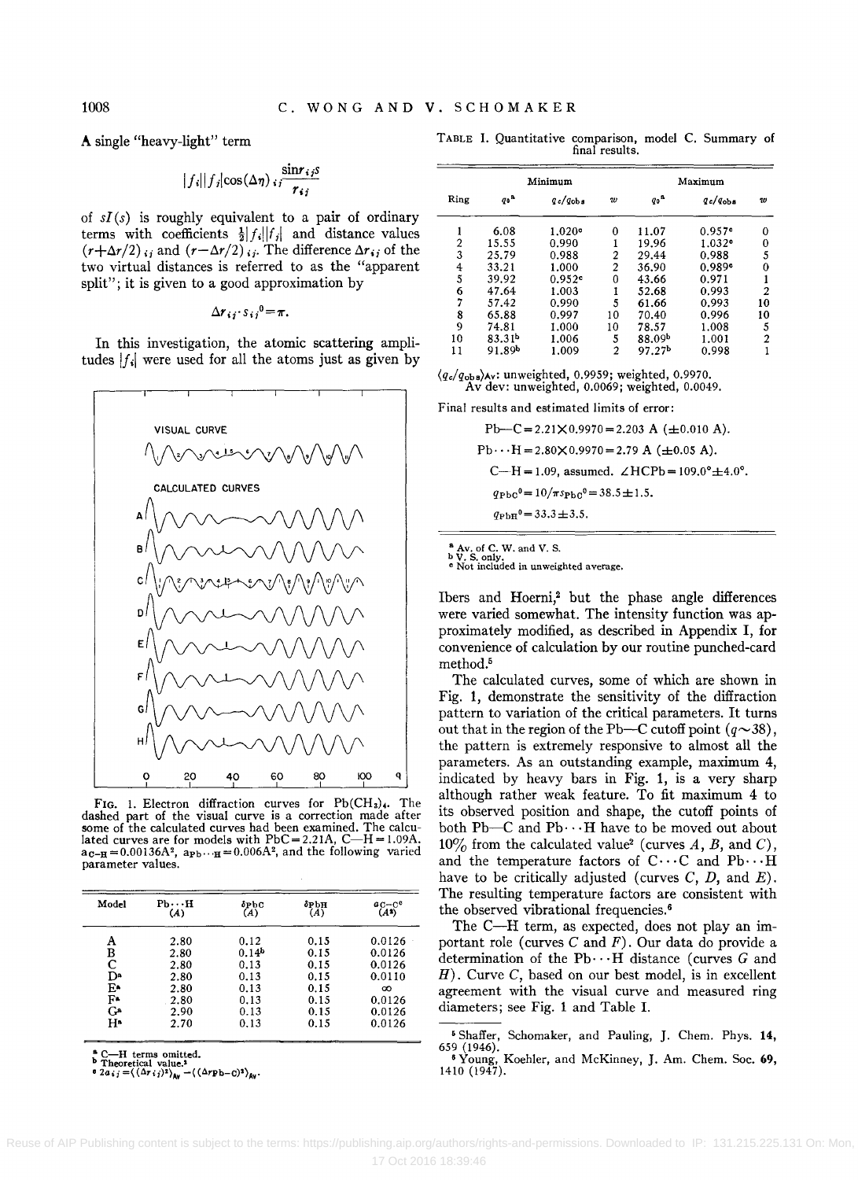A single "heavy-light" term

$$|f_i||f_j|\cos(\Delta\eta)_{ij}\frac{\sin r_{ij}s}{r_{ij}}$$

of $sI(s)$ is roughly equivalent to a pair of ordinary terms with coefficients $\frac{1}{2}|f_i||f_j|$ and distance values $(r+\Delta r/2)_{ij}$ and $(r-\Delta r/2)_{ij}$. The difference $\Delta r_{ij}$ of the two virtual distances is referred to as the "apparent split"; it is given to a good approximation by

$$\Delta r_{ij}\cdot s_{ij}{}^0=\pi.$$

In this investigation, the atomic scattering amplitudes $|f_i|$ were used for all the atoms just as given by Ibers and Hoerni,[2] but the phase angle differences were varied somewhat. The intensity function was approximately modified, as described in Appendix I, for convenience of calculation by our routine punched-card method.[5]

FIG. 1. Electron diffraction curves for $Pb(CH_3)_4$. The dashed part of the visual curve is a correction made after some of the calculated curves had been examined. The calculated curves are for models with PbC = 2.21A, C—H = 1.09A, $a_{C-H}=0.00136A^2$, $a_{Pb\cdots H}=0.006A^2$, and the following varied parameter values.

| Model | Pb···H (A) | $\delta_{PbC}$ (A) | $\delta_{PbH}$ (A) | $a_{C-C}{}^c$ (A²) |
|---|---|---|---|---|
| A | 2.80 | 0.12 | 0.15 | 0.0126 |
| B | 2.80 | 0.14[b] | 0.15 | 0.0126 |
| C | 2.80 | 0.13 | 0.15 | 0.0126 |
| D[a] | 2.80 | 0.13 | 0.15 | 0.0110 |
| E[a] | 2.80 | 0.13 | 0.15 | ∞ |
| F[a] | 2.80 | 0.13 | 0.15 | 0.0126 |
| G[a] | 2.90 | 0.13 | 0.15 | 0.0126 |
| H[a] | 2.70 | 0.13 | 0.15 | 0.0126 |

[a] C—H terms omitted.
[b] Theoretical value.[2]
[c] $2a_{ij}=\langle(\Delta r_{ij})^2\rangle_{Av}-\langle(\Delta r_{Pb-C})^2\rangle_{Av}$.

TABLE I. Quantitative comparison, model C. Summary of final results.

| Ring | Minimum $q_0$[a] | $q_c/q_{obs}$ | $w$ | Maximum $q_0$[a] | $q_c/q_{obs}$ | $w$ |
|---|---|---|---|---|---|---|
| 1 | 6.08 | 1.020[c] | 0 | 11.07 | 0.957[c] | 0 |
| 2 | 15.55 | 0.990 | 1 | 19.96 | 1.032[c] | 0 |
| 3 | 25.79 | 0.988 | 2 | 29.44 | 0.988 | 5 |
| 4 | 33.21 | 1.000 | 2 | 36.90 | 0.989[c] | 0 |
| 5 | 39.92 | 0.952[c] | 0 | 43.66 | 0.971 | 1 |
| 6 | 47.64 | 1.003 | 1 | 52.68 | 0.993 | 2 |
| 7 | 57.42 | 0.990 | 5 | 61.66 | 0.993 | 10 |
| 8 | 65.88 | 0.997 | 10 | 70.40 | 0.996 | 10 |
| 9 | 74.81 | 1.000 | 10 | 78.57 | 1.008 | 5 |
| 10 | 83.31[b] | 1.006 | 5 | 88.09[b] | 1.001 | 2 |
| 11 | 91.89[b] | 1.009 | 2 | 97.27[b] | 0.998 | 1 |

$\langle q_c/q_{obs}\rangle_{Av}$: unweighted, 0.9959; weighted, 0.9970.
Av dev: unweighted, 0.0069; weighted, 0.0049.

Final results and estimated limits of error:

Pb—C = 2.21×0.9970 = 2.203 A (±0.010 A).

Pb···H = 2.80×0.9970 = 2.79 A (±0.05 A).

C—H = 1.09, assumed. ∠HCPb = 109.0°±4.0°.

$q_{PbC}{}^0=10/\pi s_{PbC}{}^0=38.5\pm1.5.$

$q_{PbH}{}^0=33.3\pm3.5.$

[a] Av. of C. W. and V. S.
[b] V. S. only.
[c] Not included in unweighted average.

The calculated curves, some of which are shown in Fig. 1, demonstrate the sensitivity of the diffraction pattern to variation of the critical parameters. It turns out that in the region of the Pb—C cutoff point ($q\sim38$), the pattern is extremely responsive to almost all the parameters. As an outstanding example, maximum 4, indicated by heavy bars in Fig. 1, is a very sharp although rather weak feature. To fit maximum 4 to its observed position and shape, the cutoff points of both Pb—C and Pb···H have to be moved out about 10% from the calculated value[2] (curves $A$, $B$, and $C$), and the temperature factors of C···C and Pb···H have to be critically adjusted (curves $C$, $D$, and $E$). The resulting temperature factors are consistent with the observed vibrational frequencies.[6]

The C—H term, as expected, does not play an important role (curves $C$ and $F$). Our data do provide a determination of the Pb···H distance (curves $G$ and $H$). Curve $C$, based on our best model, is in excellent agreement with the visual curve and measured ring diameters; see Fig. 1 and Table I.

[5] Shaffer, Schomaker, and Pauling, J. Chem. Phys. **14**, 659 (1946).

[6] Young, Koehler, and McKinney, J. Am. Chem. Soc. **69**, 1410 (1947).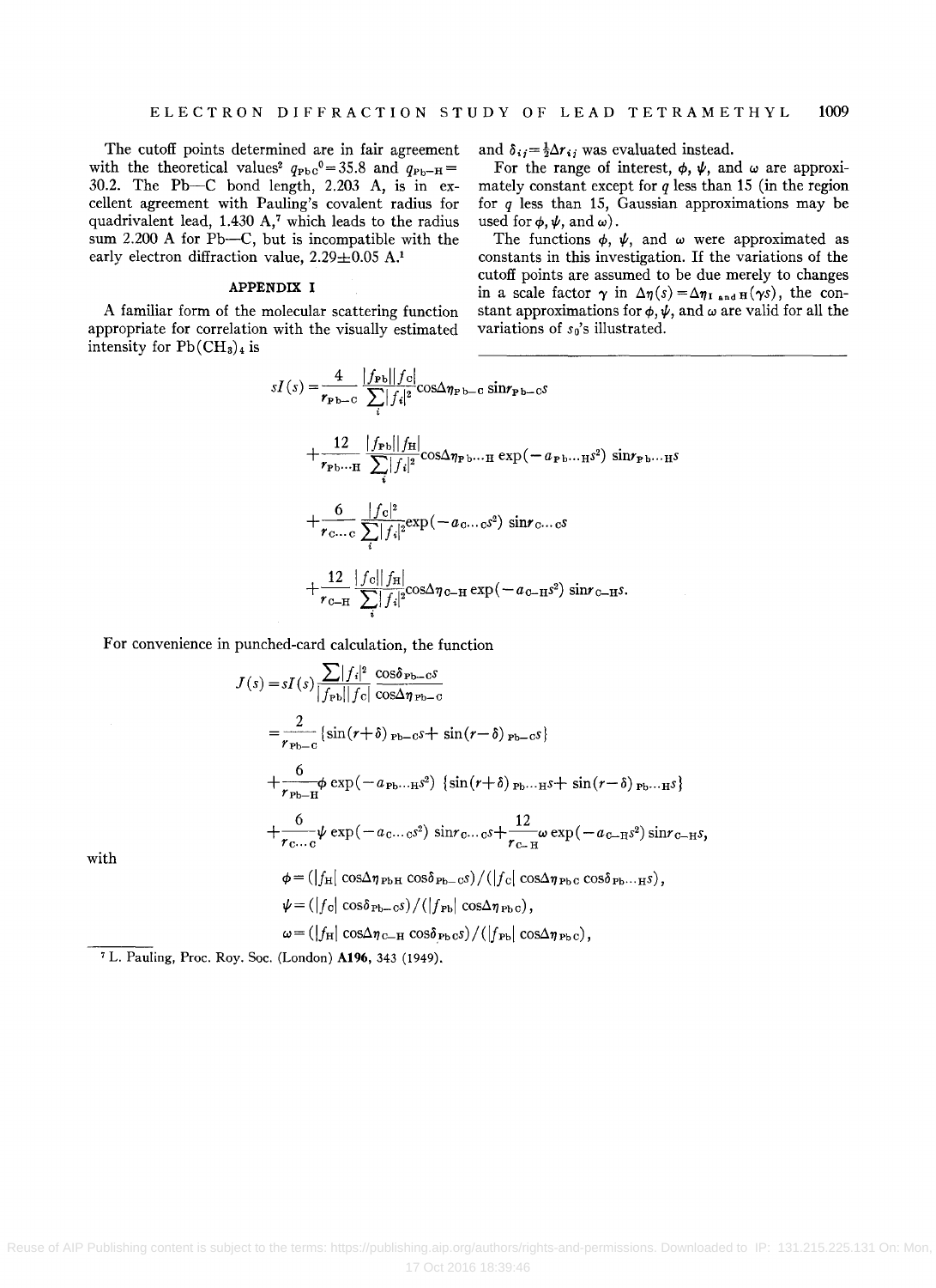The cutoff points determined are in fair agreement with the theoretical values[2] $q_{\text{PbC}}^0 = 35.8$ and $q_{\text{Pb-H}} = 30.2$. The Pb—C bond length, 2.203 A, is in excellent agreement with Pauling's covalent radius for quadrivalent lead, 1.430 A,[7] which leads to the radius sum 2.200 A for Pb—C, but is incompatible with the early electron diffraction value, $2.29 \pm 0.05$ A.[1]

## APPENDIX I

A familiar form of the molecular scattering function appropriate for correlation with the visually estimated intensity for $Pb(CH_3)_4$ is

and $\delta_{ij} = \frac{1}{2}\Delta r_{ij}$ was evaluated instead.

For the range of interest, $\phi$, $\psi$, and $\omega$ are approximately constant except for $q$ less than 15 (in the region for $q$ less than 15, Gaussian approximations may be used for $\phi$, $\psi$, and $\omega$).

The functions $\phi$, $\psi$, and $\omega$ were approximated as constants in this investigation. If the variations of the cutoff points are assumed to be due merely to changes in a scale factor $\gamma$ in $\Delta\eta(s) = \Delta\eta_{\text{I and H}}(\gamma s)$, the constant approximations for $\phi, \psi$, and $\omega$ are valid for all the variations of $s_0$'s illustrated.

$$
\begin{aligned}
sI(s) = {} & \frac{4}{r_{\text{Pb-C}}} \frac{|f_{\text{Pb}}||f_{\text{C}}|}{\sum_i |f_i|^2} \cos\Delta\eta_{\text{Pb-C}} \sin r_{\text{Pb-C}} s \\
& + \frac{12}{r_{\text{Pb}\cdots\text{H}}} \frac{|f_{\text{Pb}}||f_{\text{H}}|}{\sum_i |f_i|^2} \cos\Delta\eta_{\text{Pb}\cdots\text{H}} \exp(-a_{\text{Pb}\cdots\text{H}} s^2) \sin r_{\text{Pb}\cdots\text{H}} s \\
& + \frac{6}{r_{\text{C}\cdots\text{C}}} \frac{|f_{\text{C}}|^2}{\sum_i |f_i|^2} \exp(-a_{\text{C}\cdots\text{C}} s^2) \sin r_{\text{C}\cdots\text{C}} s \\
& + \frac{12}{r_{\text{C-H}}} \frac{|f_{\text{C}}||f_{\text{H}}|}{\sum_i |f_i|^2} \cos\Delta\eta_{\text{C-H}} \exp(-a_{\text{C-H}} s^2) \sin r_{\text{C-H}} s.
\end{aligned}
$$

For convenience in punched-card calculation, the function

$$
\begin{aligned}
J(s) = {} & sI(s) \frac{\sum |f_i|^2}{|f_{\text{Pb}}||f_{\text{C}}|} \frac{\cos\delta_{\text{Pb-C}} s}{\cos\Delta\eta_{\text{Pb-C}}} \\
= {} & \frac{2}{r_{\text{Pb-C}}} \{\sin(r+\delta)_{\text{Pb-C}} s + \sin(r-\delta)_{\text{Pb-C}} s\} \\
& + \frac{6}{r_{\text{Pb-H}}} \phi \exp(-a_{\text{Pb}\cdots\text{H}} s^2) \{\sin(r+\delta)_{\text{Pb}\cdots\text{H}} s + \sin(r-\delta)_{\text{Pb}\cdots\text{H}} s\} \\
& + \frac{6}{r_{\text{C}\cdots\text{C}}} \psi \exp(-a_{\text{C}\cdots\text{C}} s^2) \sin r_{\text{C}\cdots\text{C}} s + \frac{12}{r_{\text{C-H}}} \omega \exp(-a_{\text{C-H}} s^2) \sin r_{\text{C-H}} s,
\end{aligned}
$$

with

$$
\phi = (|f_{\text{H}}| \cos\Delta\eta_{\text{PbH}} \cos\delta_{\text{Pb-C}} s) / (|f_{\text{C}}| \cos\Delta\eta_{\text{PbC}} \cos\delta_{\text{Pb}\cdots\text{H}} s),
$$

$$
\psi = (|f_{\text{C}}| \cos\delta_{\text{Pb-C}} s) / (|f_{\text{Pb}}| \cos\Delta\eta_{\text{PbC}}),
$$

$$
\omega = (|f_{\text{H}}| \cos\Delta\eta_{\text{C-H}} \cos\delta_{\text{PbC}} s) / (|f_{\text{Pb}}| \cos\Delta\eta_{\text{PbC}}),
$$

[7] L. Pauling, Proc. Roy. Soc. (London) **A196**, 343 (1949).